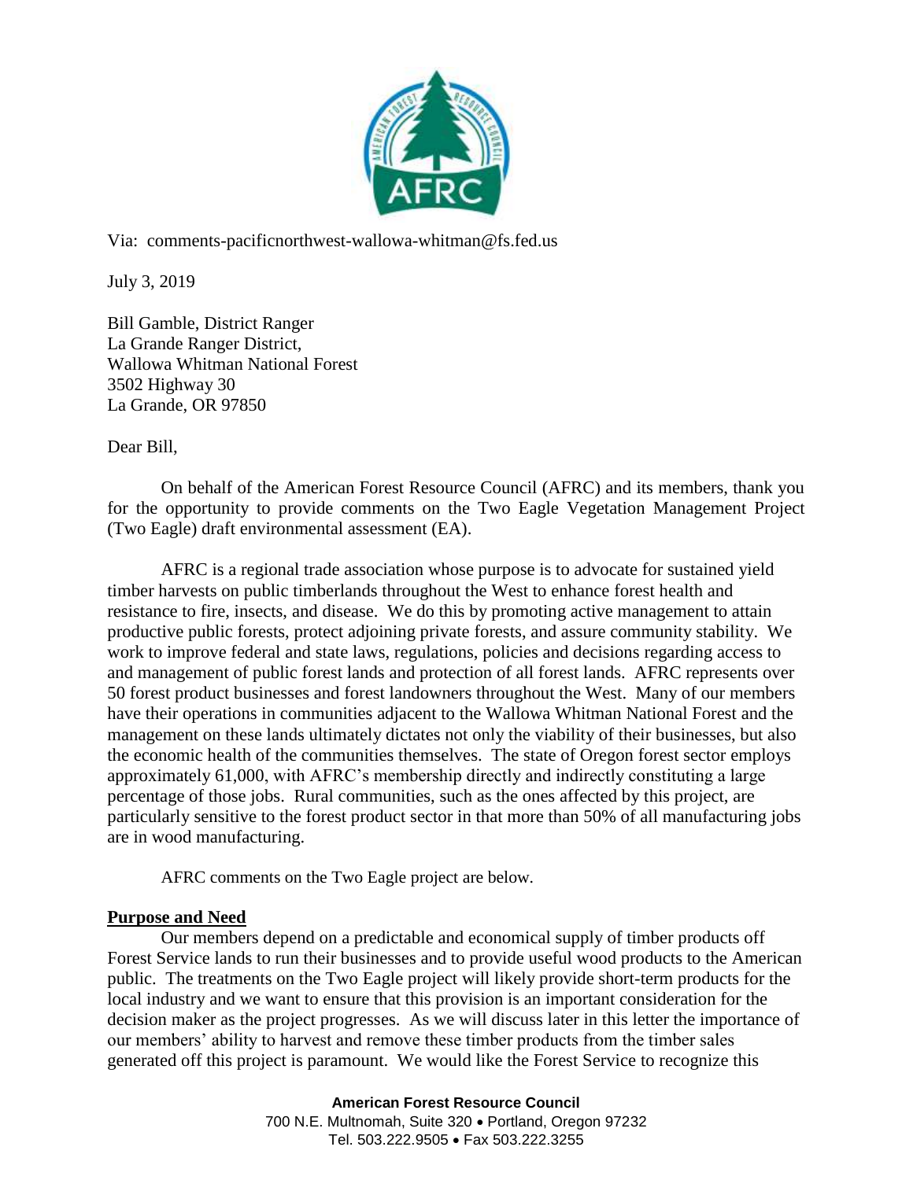Via: comments-pacificnorthwest-wallowa-whitman@fs.fed.us

July 3, 2019

Bill Gamble, District Ranger
La Grande Ranger District,
Wallowa Whitman National Forest
3502 Highway 30
La Grande, OR 97850

Dear Bill,

On behalf of the American Forest Resource Council (AFRC) and its members, thank you for the opportunity to provide comments on the Two Eagle Vegetation Management Project (Two Eagle) draft environmental assessment (EA).

AFRC is a regional trade association whose purpose is to advocate for sustained yield timber harvests on public timberlands throughout the West to enhance forest health and resistance to fire, insects, and disease. We do this by promoting active management to attain productive public forests, protect adjoining private forests, and assure community stability. We work to improve federal and state laws, regulations, policies and decisions regarding access to and management of public forest lands and protection of all forest lands. AFRC represents over 50 forest product businesses and forest landowners throughout the West. Many of our members have their operations in communities adjacent to the Wallowa Whitman National Forest and the management on these lands ultimately dictates not only the viability of their businesses, but also the economic health of the communities themselves. The state of Oregon forest sector employs approximately 61,000, with AFRC's membership directly and indirectly constituting a large percentage of those jobs. Rural communities, such as the ones affected by this project, are particularly sensitive to the forest product sector in that more than 50% of all manufacturing jobs are in wood manufacturing.

AFRC comments on the Two Eagle project are below.

**Purpose and Need**

Our members depend on a predictable and economical supply of timber products off Forest Service lands to run their businesses and to provide useful wood products to the American public. The treatments on the Two Eagle project will likely provide short-term products for the local industry and we want to ensure that this provision is an important consideration for the decision maker as the project progresses. As we will discuss later in this letter the importance of our members' ability to harvest and remove these timber products from the timber sales generated off this project is paramount. We would like the Forest Service to recognize this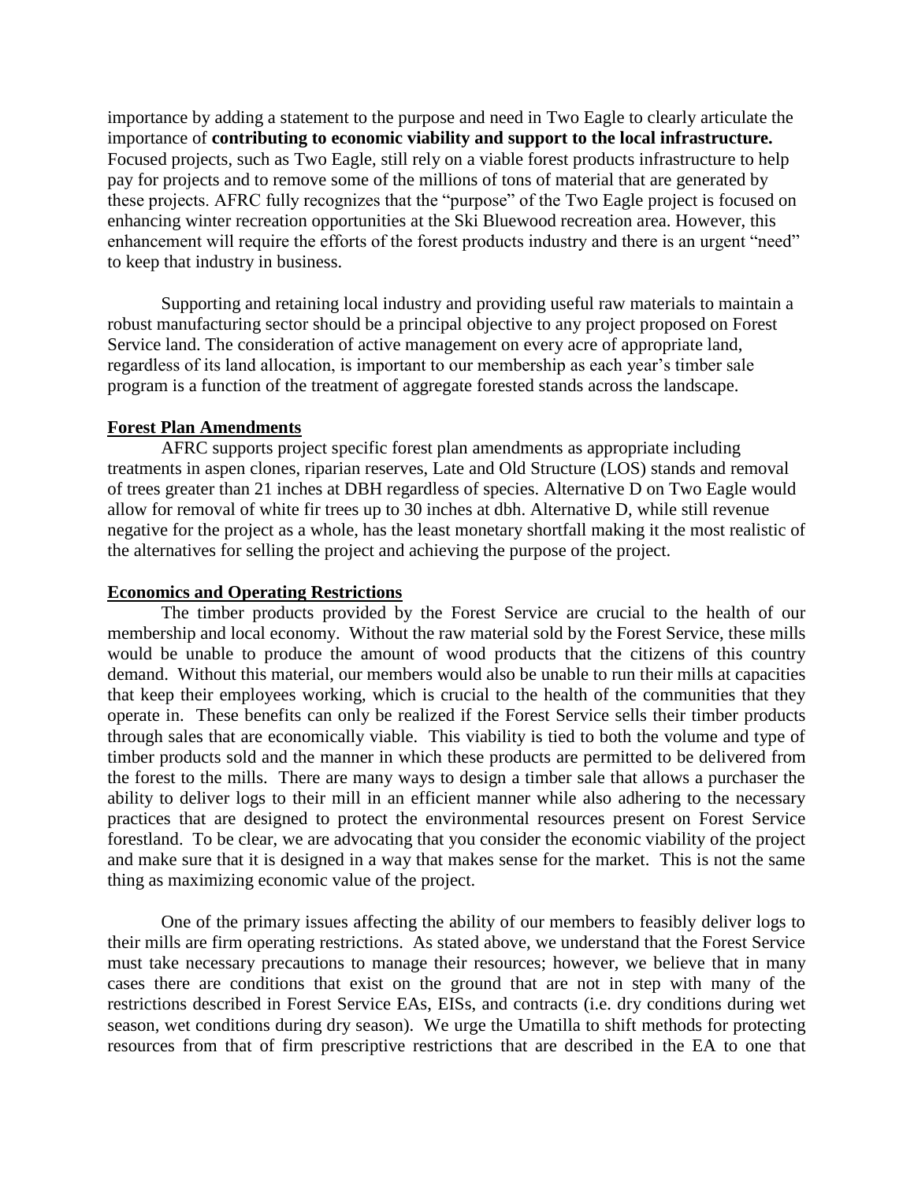importance by adding a statement to the purpose and need in Two Eagle to clearly articulate the importance of **contributing to economic viability and support to the local infrastructure.** Focused projects, such as Two Eagle, still rely on a viable forest products infrastructure to help pay for projects and to remove some of the millions of tons of material that are generated by these projects. AFRC fully recognizes that the "purpose" of the Two Eagle project is focused on enhancing winter recreation opportunities at the Ski Bluewood recreation area. However, this enhancement will require the efforts of the forest products industry and there is an urgent "need" to keep that industry in business.

Supporting and retaining local industry and providing useful raw materials to maintain a robust manufacturing sector should be a principal objective to any project proposed on Forest Service land. The consideration of active management on every acre of appropriate land, regardless of its land allocation, is important to our membership as each year's timber sale program is a function of the treatment of aggregate forested stands across the landscape.

## Forest Plan Amendments

AFRC supports project specific forest plan amendments as appropriate including treatments in aspen clones, riparian reserves, Late and Old Structure (LOS) stands and removal of trees greater than 21 inches at DBH regardless of species. Alternative D on Two Eagle would allow for removal of white fir trees up to 30 inches at dbh. Alternative D, while still revenue negative for the project as a whole, has the least monetary shortfall making it the most realistic of the alternatives for selling the project and achieving the purpose of the project.

## Economics and Operating Restrictions

The timber products provided by the Forest Service are crucial to the health of our membership and local economy. Without the raw material sold by the Forest Service, these mills would be unable to produce the amount of wood products that the citizens of this country demand. Without this material, our members would also be unable to run their mills at capacities that keep their employees working, which is crucial to the health of the communities that they operate in. These benefits can only be realized if the Forest Service sells their timber products through sales that are economically viable. This viability is tied to both the volume and type of timber products sold and the manner in which these products are permitted to be delivered from the forest to the mills. There are many ways to design a timber sale that allows a purchaser the ability to deliver logs to their mill in an efficient manner while also adhering to the necessary practices that are designed to protect the environmental resources present on Forest Service forestland. To be clear, we are advocating that you consider the economic viability of the project and make sure that it is designed in a way that makes sense for the market. This is not the same thing as maximizing economic value of the project.

One of the primary issues affecting the ability of our members to feasibly deliver logs to their mills are firm operating restrictions. As stated above, we understand that the Forest Service must take necessary precautions to manage their resources; however, we believe that in many cases there are conditions that exist on the ground that are not in step with many of the restrictions described in Forest Service EAs, EISs, and contracts (i.e. dry conditions during wet season, wet conditions during dry season). We urge the Umatilla to shift methods for protecting resources from that of firm prescriptive restrictions that are described in the EA to one that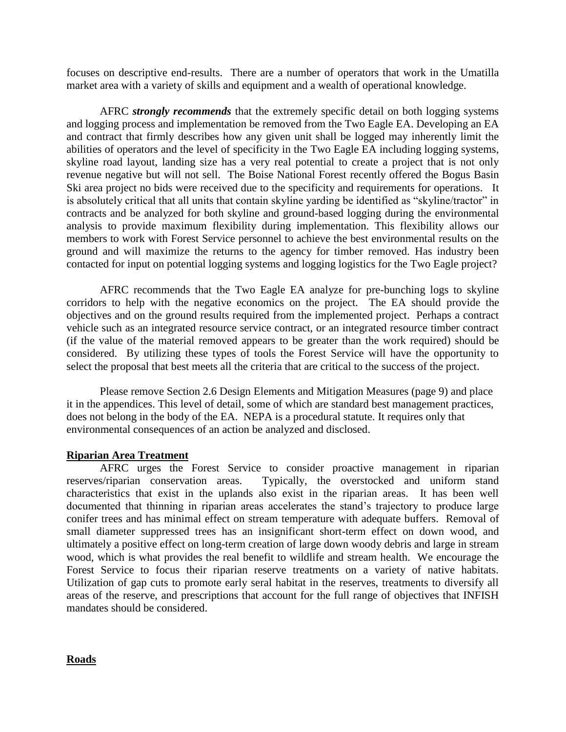focuses on descriptive end-results. There are a number of operators that work in the Umatilla market area with a variety of skills and equipment and a wealth of operational knowledge.

AFRC ***strongly recommends*** that the extremely specific detail on both logging systems and logging process and implementation be removed from the Two Eagle EA. Developing an EA and contract that firmly describes how any given unit shall be logged may inherently limit the abilities of operators and the level of specificity in the Two Eagle EA including logging systems, skyline road layout, landing size has a very real potential to create a project that is not only revenue negative but will not sell. The Boise National Forest recently offered the Bogus Basin Ski area project no bids were received due to the specificity and requirements for operations. It is absolutely critical that all units that contain skyline yarding be identified as "skyline/tractor" in contracts and be analyzed for both skyline and ground-based logging during the environmental analysis to provide maximum flexibility during implementation. This flexibility allows our members to work with Forest Service personnel to achieve the best environmental results on the ground and will maximize the returns to the agency for timber removed. Has industry been contacted for input on potential logging systems and logging logistics for the Two Eagle project?

AFRC recommends that the Two Eagle EA analyze for pre-bunching logs to skyline corridors to help with the negative economics on the project. The EA should provide the objectives and on the ground results required from the implemented project. Perhaps a contract vehicle such as an integrated resource service contract, or an integrated resource timber contract (if the value of the material removed appears to be greater than the work required) should be considered. By utilizing these types of tools the Forest Service will have the opportunity to select the proposal that best meets all the criteria that are critical to the success of the project.

Please remove Section 2.6 Design Elements and Mitigation Measures (page 9) and place it in the appendices. This level of detail, some of which are standard best management practices, does not belong in the body of the EA. NEPA is a procedural statute. It requires only that environmental consequences of an action be analyzed and disclosed.

**Riparian Area Treatment**

AFRC urges the Forest Service to consider proactive management in riparian reserves/riparian conservation areas. Typically, the overstocked and uniform stand characteristics that exist in the uplands also exist in the riparian areas. It has been well documented that thinning in riparian areas accelerates the stand's trajectory to produce large conifer trees and has minimal effect on stream temperature with adequate buffers. Removal of small diameter suppressed trees has an insignificant short-term effect on down wood, and ultimately a positive effect on long-term creation of large down woody debris and large in stream wood, which is what provides the real benefit to wildlife and stream health. We encourage the Forest Service to focus their riparian reserve treatments on a variety of native habitats. Utilization of gap cuts to promote early seral habitat in the reserves, treatments to diversify all areas of the reserve, and prescriptions that account for the full range of objectives that INFISH mandates should be considered.

**Roads**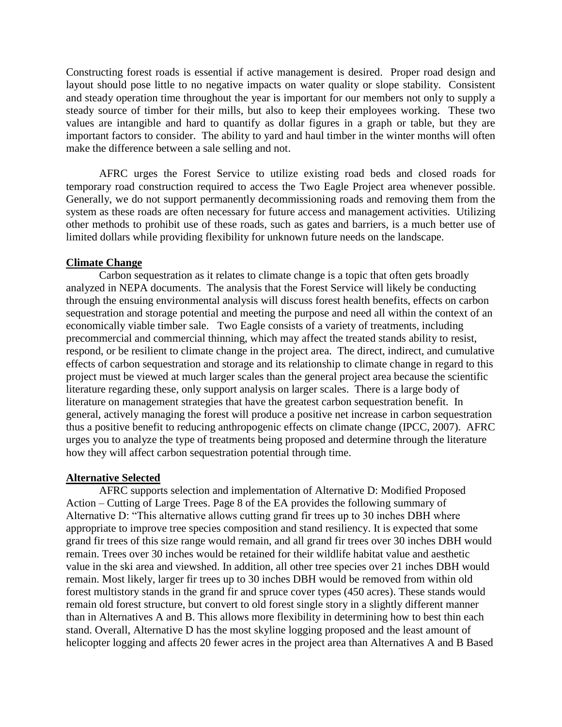Constructing forest roads is essential if active management is desired. Proper road design and layout should pose little to no negative impacts on water quality or slope stability. Consistent and steady operation time throughout the year is important for our members not only to supply a steady source of timber for their mills, but also to keep their employees working. These two values are intangible and hard to quantify as dollar figures in a graph or table, but they are important factors to consider. The ability to yard and haul timber in the winter months will often make the difference between a sale selling and not.

AFRC urges the Forest Service to utilize existing road beds and closed roads for temporary road construction required to access the Two Eagle Project area whenever possible. Generally, we do not support permanently decommissioning roads and removing them from the system as these roads are often necessary for future access and management activities. Utilizing other methods to prohibit use of these roads, such as gates and barriers, is a much better use of limited dollars while providing flexibility for unknown future needs on the landscape.

**Climate Change**

Carbon sequestration as it relates to climate change is a topic that often gets broadly analyzed in NEPA documents. The analysis that the Forest Service will likely be conducting through the ensuing environmental analysis will discuss forest health benefits, effects on carbon sequestration and storage potential and meeting the purpose and need all within the context of an economically viable timber sale. Two Eagle consists of a variety of treatments, including precommercial and commercial thinning, which may affect the treated stands ability to resist, respond, or be resilient to climate change in the project area. The direct, indirect, and cumulative effects of carbon sequestration and storage and its relationship to climate change in regard to this project must be viewed at much larger scales than the general project area because the scientific literature regarding these, only support analysis on larger scales. There is a large body of literature on management strategies that have the greatest carbon sequestration benefit. In general, actively managing the forest will produce a positive net increase in carbon sequestration thus a positive benefit to reducing anthropogenic effects on climate change (IPCC, 2007). AFRC urges you to analyze the type of treatments being proposed and determine through the literature how they will affect carbon sequestration potential through time.

**Alternative Selected**

AFRC supports selection and implementation of Alternative D: Modified Proposed Action – Cutting of Large Trees. Page 8 of the EA provides the following summary of Alternative D: "This alternative allows cutting grand fir trees up to 30 inches DBH where appropriate to improve tree species composition and stand resiliency. It is expected that some grand fir trees of this size range would remain, and all grand fir trees over 30 inches DBH would remain. Trees over 30 inches would be retained for their wildlife habitat value and aesthetic value in the ski area and viewshed. In addition, all other tree species over 21 inches DBH would remain. Most likely, larger fir trees up to 30 inches DBH would be removed from within old forest multistory stands in the grand fir and spruce cover types (450 acres). These stands would remain old forest structure, but convert to old forest single story in a slightly different manner than in Alternatives A and B. This allows more flexibility in determining how to best thin each stand. Overall, Alternative D has the most skyline logging proposed and the least amount of helicopter logging and affects 20 fewer acres in the project area than Alternatives A and B Based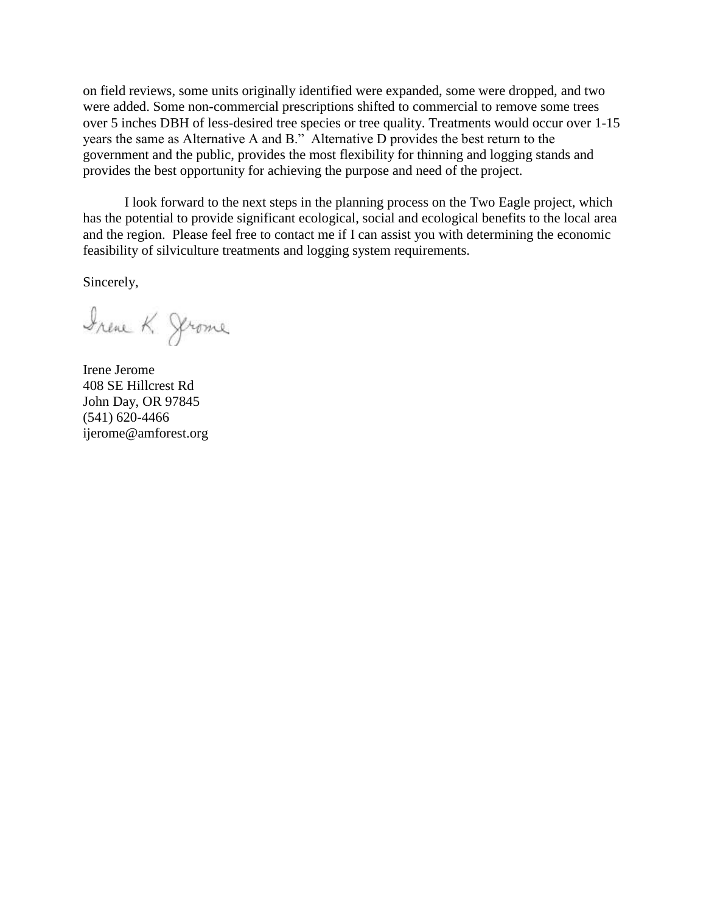on field reviews, some units originally identified were expanded, some were dropped, and two were added. Some non-commercial prescriptions shifted to commercial to remove some trees over 5 inches DBH of less-desired tree species or tree quality. Treatments would occur over 1-15 years the same as Alternative A and B."  Alternative D provides the best return to the government and the public, provides the most flexibility for thinning and logging stands and provides the best opportunity for achieving the purpose and need of the project.

I look forward to the next steps in the planning process on the Two Eagle project, which has the potential to provide significant ecological, social and ecological benefits to the local area and the region.  Please feel free to contact me if I can assist you with determining the economic feasibility of silviculture treatments and logging system requirements.

Sincerely,

Irene K. Jerome

Irene Jerome  
408 SE Hillcrest Rd  
John Day, OR 97845  
(541) 620-4466  
ijerome@amforest.org